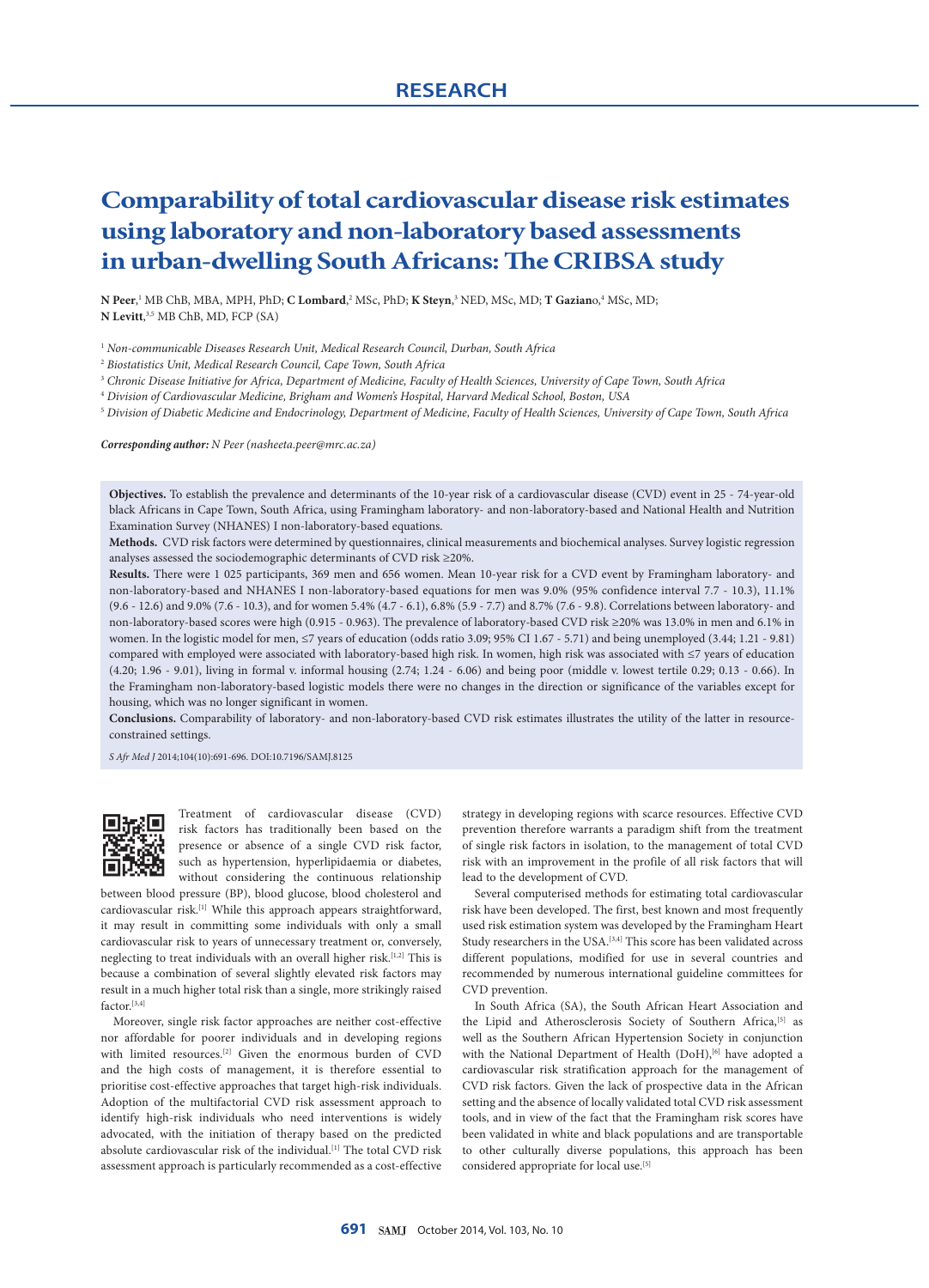RESEARCH

# Comparability of total cardiovascular disease risk estimates using laboratory and non-laboratory based assessments in urban-dwelling South Africans: The CRIBSA study

**N Peer**,[1] MB ChB, MBA, MPH, PhD; **C Lombard**,[2] MSc, PhD; **K Steyn**,[3] NED, MSc, MD; **T Gaziano**,[4] MSc, MD; **N Levitt**,[3,5] MB ChB, MD, FCP (SA)

[1] *Non-communicable Diseases Research Unit, Medical Research Council, Durban, South Africa*

[2] *Biostatistics Unit, Medical Research Council, Cape Town, South Africa*

[3] *Chronic Disease Initiative for Africa, Department of Medicine, Faculty of Health Sciences, University of Cape Town, South Africa*

[4] *Division of Cardiovascular Medicine, Brigham and Women's Hospital, Harvard Medical School, Boston, USA*

[5] *Division of Diabetic Medicine and Endocrinology, Department of Medicine, Faculty of Health Sciences, University of Cape Town, South Africa*

***Corresponding author:*** *N Peer (nasheeta.peer@mrc.ac.za)*

**Objectives.** To establish the prevalence and determinants of the 10-year risk of a cardiovascular disease (CVD) event in 25 - 74-year-old black Africans in Cape Town, South Africa, using Framingham laboratory- and non-laboratory-based and National Health and Nutrition Examination Survey (NHANES) I non-laboratory-based equations.

**Methods.** CVD risk factors were determined by questionnaires, clinical measurements and biochemical analyses. Survey logistic regression analyses assessed the sociodemographic determinants of CVD risk ≥20%.

**Results.** There were 1 025 participants, 369 men and 656 women. Mean 10-year risk for a CVD event by Framingham laboratory- and non-laboratory-based and NHANES I non-laboratory-based equations for men was 9.0% (95% confidence interval 7.7 - 10.3), 11.1% (9.6 - 12.6) and 9.0% (7.6 - 10.3), and for women 5.4% (4.7 - 6.1), 6.8% (5.9 - 7.7) and 8.7% (7.6 - 9.8). Correlations between laboratory- and non-laboratory-based scores were high (0.915 - 0.963). The prevalence of laboratory-based CVD risk ≥20% was 13.0% in men and 6.1% in women. In the logistic model for men, ≤7 years of education (odds ratio 3.09; 95% CI 1.67 - 5.71) and being unemployed (3.44; 1.21 - 9.81) compared with employed were associated with laboratory-based high risk. In women, high risk was associated with ≤7 years of education (4.20; 1.96 - 9.01), living in formal v. informal housing (2.74; 1.24 - 6.06) and being poor (middle v. lowest tertile 0.29; 0.13 - 0.66). In the Framingham non-laboratory-based logistic models there were no changes in the direction or significance of the variables except for housing, which was no longer significant in women.

**Conclusions.** Comparability of laboratory- and non-laboratory-based CVD risk estimates illustrates the utility of the latter in resource-constrained settings.

*S Afr Med J* 2014;104(10):691-696. DOI:10.7196/SAMJ.8125

Treatment of cardiovascular disease (CVD) risk factors has traditionally been based on the presence or absence of a single CVD risk factor, such as hypertension, hyperlipidaemia or diabetes, without considering the continuous relationship between blood pressure (BP), blood glucose, blood cholesterol and cardiovascular risk.[1] While this approach appears straightforward, it may result in committing some individuals with only a small cardiovascular risk to years of unnecessary treatment or, conversely, neglecting to treat individuals with an overall higher risk.[1,2] This is because a combination of several slightly elevated risk factors may result in a much higher total risk than a single, more strikingly raised factor.[3,4]

Moreover, single risk factor approaches are neither cost-effective nor affordable for poorer individuals and in developing regions with limited resources.[2] Given the enormous burden of CVD and the high costs of management, it is therefore essential to prioritise cost-effective approaches that target high-risk individuals. Adoption of the multifactorial CVD risk assessment approach to identify high-risk individuals who need interventions is widely advocated, with the initiation of therapy based on the predicted absolute cardiovascular risk of the individual.[1] The total CVD risk assessment approach is particularly recommended as a cost-effective strategy in developing regions with scarce resources. Effective CVD prevention therefore warrants a paradigm shift from the treatment of single risk factors in isolation, to the management of total CVD risk with an improvement in the profile of all risk factors that will lead to the development of CVD.

Several computerised methods for estimating total cardiovascular risk have been developed. The first, best known and most frequently used risk estimation system was developed by the Framingham Heart Study researchers in the USA.[3,4] This score has been validated across different populations, modified for use in several countries and recommended by numerous international guideline committees for CVD prevention.

In South Africa (SA), the South African Heart Association and the Lipid and Atherosclerosis Society of Southern Africa,[5] as well as the Southern African Hypertension Society in conjunction with the National Department of Health (DoH),[6] have adopted a cardiovascular risk stratification approach for the management of CVD risk factors. Given the lack of prospective data in the African setting and the absence of locally validated total CVD risk assessment tools, and in view of the fact that the Framingham risk scores have been validated in white and black populations and are transportable to other culturally diverse populations, this approach has been considered appropriate for local use.[5]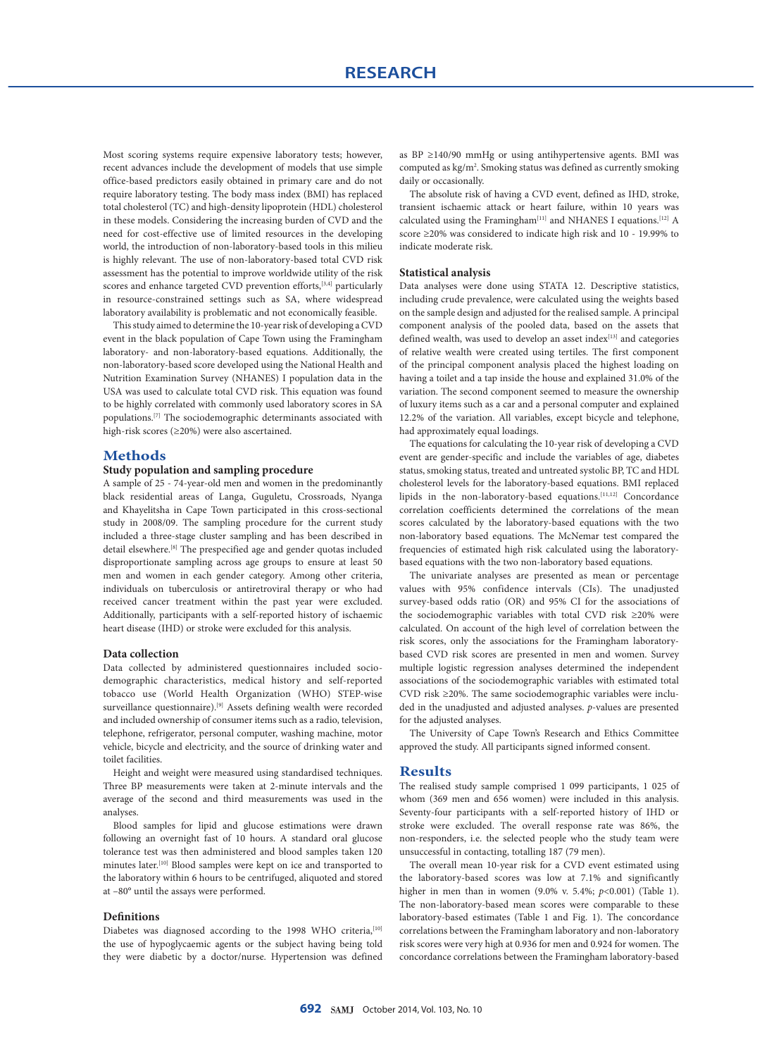Most scoring systems require expensive laboratory tests; however, recent advances include the development of models that use simple office-based predictors easily obtained in primary care and do not require laboratory testing. The body mass index (BMI) has replaced total cholesterol (TC) and high-density lipoprotein (HDL) cholesterol in these models. Considering the increasing burden of CVD and the need for cost-effective use of limited resources in the developing world, the introduction of non-laboratory-based tools in this milieu is highly relevant. The use of non-laboratory-based total CVD risk assessment has the potential to improve worldwide utility of the risk scores and enhance targeted CVD prevention efforts,[3,4] particularly in resource-constrained settings such as SA, where widespread laboratory availability is problematic and not economically feasible.

This study aimed to determine the 10-year risk of developing a CVD event in the black population of Cape Town using the Framingham laboratory- and non-laboratory-based equations. Additionally, the non-laboratory-based score developed using the National Health and Nutrition Examination Survey (NHANES) I population data in the USA was used to calculate total CVD risk. This equation was found to be highly correlated with commonly used laboratory scores in SA populations.[7] The sociodemographic determinants associated with high-risk scores (≥20%) were also ascertained.

## Methods

### Study population and sampling procedure

A sample of 25 - 74-year-old men and women in the predominantly black residential areas of Langa, Guguletu, Crossroads, Nyanga and Khayelitsha in Cape Town participated in this cross-sectional study in 2008/09. The sampling procedure for the current study included a three-stage cluster sampling and has been described in detail elsewhere.[8] The prespecified age and gender quotas included disproportionate sampling across age groups to ensure at least 50 men and women in each gender category. Among other criteria, individuals on tuberculosis or antiretroviral therapy or who had received cancer treatment within the past year were excluded. Additionally, participants with a self-reported history of ischaemic heart disease (IHD) or stroke were excluded for this analysis.

### Data collection

Data collected by administered questionnaires included sociodemographic characteristics, medical history and self-reported tobacco use (World Health Organization (WHO) STEP-wise surveillance questionnaire).[9] Assets defining wealth were recorded and included ownership of consumer items such as a radio, television, telephone, refrigerator, personal computer, washing machine, motor vehicle, bicycle and electricity, and the source of drinking water and toilet facilities.

Height and weight were measured using standardised techniques. Three BP measurements were taken at 2-minute intervals and the average of the second and third measurements was used in the analyses.

Blood samples for lipid and glucose estimations were drawn following an overnight fast of 10 hours. A standard oral glucose tolerance test was then administered and blood samples taken 120 minutes later.[10] Blood samples were kept on ice and transported to the laboratory within 6 hours to be centrifuged, aliquoted and stored at –80° until the assays were performed.

### Definitions

Diabetes was diagnosed according to the 1998 WHO criteria,[10] the use of hypoglycaemic agents or the subject having being told they were diabetic by a doctor/nurse. Hypertension was defined as BP ≥140/90 mmHg or using antihypertensive agents. BMI was computed as kg/m$^2$. Smoking status was defined as currently smoking daily or occasionally.

The absolute risk of having a CVD event, defined as IHD, stroke, transient ischaemic attack or heart failure, within 10 years was calculated using the Framingham[11] and NHANES I equations.[12] A score ≥20% was considered to indicate high risk and 10 - 19.99% to indicate moderate risk.

### Statistical analysis

Data analyses were done using STATA 12. Descriptive statistics, including crude prevalence, were calculated using the weights based on the sample design and adjusted for the realised sample. A principal component analysis of the pooled data, based on the assets that defined wealth, was used to develop an asset index[13] and categories of relative wealth were created using tertiles. The first component of the principal component analysis placed the highest loading on having a toilet and a tap inside the house and explained 31.0% of the variation. The second component seemed to measure the ownership of luxury items such as a car and a personal computer and explained 12.2% of the variation. All variables, except bicycle and telephone, had approximately equal loadings.

The equations for calculating the 10-year risk of developing a CVD event are gender-specific and include the variables of age, diabetes status, smoking status, treated and untreated systolic BP, TC and HDL cholesterol levels for the laboratory-based equations. BMI replaced lipids in the non-laboratory-based equations.[11,12] Concordance correlation coefficients determined the correlations of the mean scores calculated by the laboratory-based equations with the two non-laboratory based equations. The McNemar test compared the frequencies of estimated high risk calculated using the laboratory-based equations with the two non-laboratory based equations.

The univariate analyses are presented as mean or percentage values with 95% confidence intervals (CIs). The unadjusted survey-based odds ratio (OR) and 95% CI for the associations of the sociodemographic variables with total CVD risk ≥20% were calculated. On account of the high level of correlation between the risk scores, only the associations for the Framingham laboratory-based CVD risk scores are presented in men and women. Survey multiple logistic regression analyses determined the independent associations of the sociodemographic variables with estimated total CVD risk ≥20%. The same sociodemographic variables were included in the unadjusted and adjusted analyses. *p*-values are presented for the adjusted analyses.

The University of Cape Town's Research and Ethics Committee approved the study. All participants signed informed consent.

## Results

The realised study sample comprised 1 099 participants, 1 025 of whom (369 men and 656 women) were included in this analysis. Seventy-four participants with a self-reported history of IHD or stroke were excluded. The overall response rate was 86%, the non-responders, i.e. the selected people who the study team were unsuccessful in contacting, totalling 187 (79 men).

The overall mean 10-year risk for a CVD event estimated using the laboratory-based scores was low at 7.1% and significantly higher in men than in women (9.0% v. 5.4%; $p$<0.001) (Table 1). The non-laboratory-based mean scores were comparable to these laboratory-based estimates (Table 1 and Fig. 1). The concordance correlations between the Framingham laboratory and non-laboratory risk scores were very high at 0.936 for men and 0.924 for women. The concordance correlations between the Framingham laboratory-based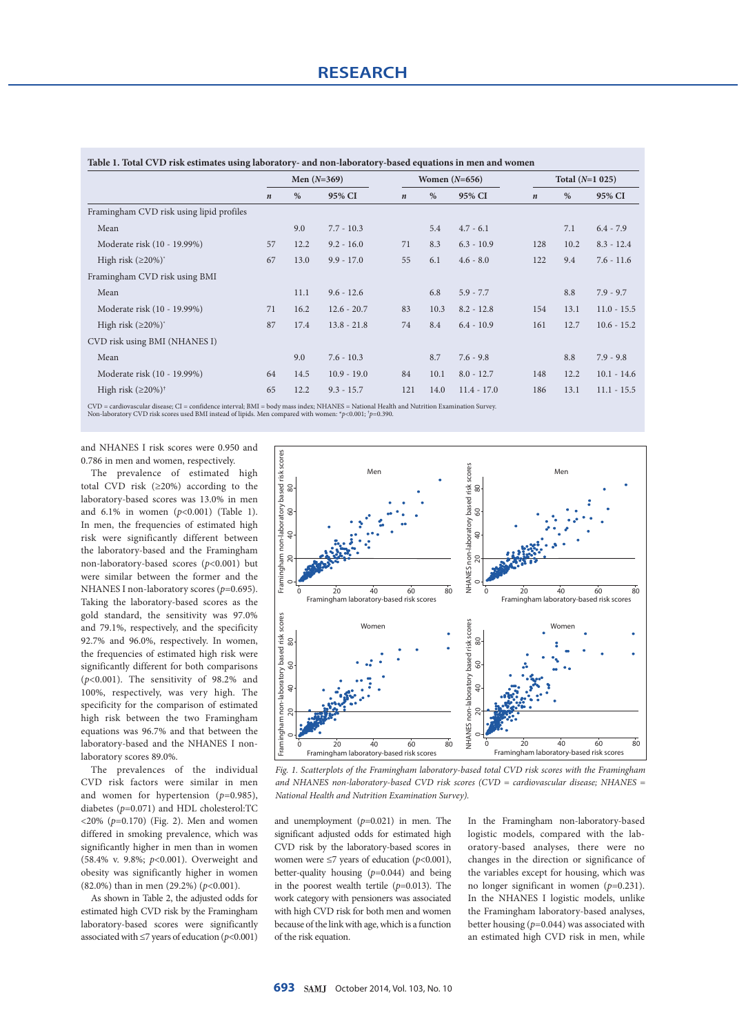**Table 1. Total CVD risk estimates using laboratory- and non-laboratory-based equations in men and women**

| | Men (N=369) | | | Women (N=656) | | | Total (N=1 025) | | |
|---|---|---|---|---|---|---|---|---|---|
| | n | % | 95% CI | n | % | 95% CI | n | % | 95% CI |
| Framingham CVD risk using lipid profiles | | | | | | | | | |
| Mean | | 9.0 | 7.7 - 10.3 | | 5.4 | 4.7 - 6.1 | | 7.1 | 6.4 - 7.9 |
| Moderate risk (10 - 19.99%) | 57 | 12.2 | 9.2 - 16.0 | 71 | 8.3 | 6.3 - 10.9 | 128 | 10.2 | 8.3 - 12.4 |
| High risk (≥20%)* | 67 | 13.0 | 9.9 - 17.0 | 55 | 6.1 | 4.6 - 8.0 | 122 | 9.4 | 7.6 - 11.6 |
| Framingham CVD risk using BMI | | | | | | | | | |
| Mean | | 11.1 | 9.6 - 12.6 | | 6.8 | 5.9 - 7.7 | | 8.8 | 7.9 - 9.7 |
| Moderate risk (10 - 19.99%) | 71 | 16.2 | 12.6 - 20.7 | 83 | 10.3 | 8.2 - 12.8 | 154 | 13.1 | 11.0 - 15.5 |
| High risk (≥20%)* | 87 | 17.4 | 13.8 - 21.8 | 74 | 8.4 | 6.4 - 10.9 | 161 | 12.7 | 10.6 - 15.2 |
| CVD risk using BMI (NHANES I) | | | | | | | | | |
| Mean | | 9.0 | 7.6 - 10.3 | | 8.7 | 7.6 - 9.8 | | 8.8 | 7.9 - 9.8 |
| Moderate risk (10 - 19.99%) | 64 | 14.5 | 10.9 - 19.0 | 84 | 10.1 | 8.0 - 12.7 | 148 | 12.2 | 10.1 - 14.6 |
| High risk (≥20%)† | 65 | 12.2 | 9.3 - 15.7 | 121 | 14.0 | 11.4 - 17.0 | 186 | 13.1 | 11.1 - 15.5 |

CVD = cardiovascular disease; CI = confidence interval; BMI = body mass index; NHANES = National Health and Nutrition Examination Survey.
Non-laboratory CVD risk scores used BMI instead of lipids. Men compared with women: *$p<0.001$; †$p=0.390$.

and NHANES I risk scores were 0.950 and 0.786 in men and women, respectively.

The prevalence of estimated high total CVD risk (≥20%) according to the laboratory-based scores was 13.0% in men and 6.1% in women ($p<0.001$) (Table 1). In men, the frequencies of estimated high risk were significantly different between the laboratory-based and the Framingham non-laboratory-based scores ($p<0.001$) but were similar between the former and the NHANES I non-laboratory scores ($p=0.695$). Taking the laboratory-based scores as the gold standard, the sensitivity was 97.0% and 79.1%, respectively, and the specificity 92.7% and 96.0%, respectively. In women, the frequencies of estimated high risk were significantly different for both comparisons ($p<0.001$). The sensitivity of 98.2% and 100%, respectively, was very high. The specificity for the comparison of estimated high risk between the two Framingham equations was 96.7% and that between the laboratory-based and the NHANES I non-laboratory scores 89.0%.

The prevalences of the individual CVD risk factors were similar in men and women for hypertension ($p=0.985$), diabetes ($p=0.071$) and HDL cholesterol:TC <20% ($p=0.170$) (Fig. 2). Men and women differed in smoking prevalence, which was significantly higher in men than in women (58.4% v. 9.8%; $p<0.001$). Overweight and obesity was significantly higher in women (82.0%) than in men (29.2%) ($p<0.001$).

As shown in Table 2, the adjusted odds for estimated high CVD risk by the Framingham laboratory-based scores were significantly associated with ≤7 years of education ($p<0.001$) and unemployment ($p=0.021$) in men. The significant adjusted odds for estimated high CVD risk by the laboratory-based scores in women were ≤7 years of education ($p<0.001$), better-quality housing ($p=0.044$) and being in the poorest wealth tertile ($p=0.013$). The work category with pensioners was associated with high CVD risk for both men and women because of the link with age, which is a function of the risk equation.

In the Framingham non-laboratory-based logistic models, compared with the laboratory-based analyses, there were no changes in the direction or significance of the variables except for housing, which was no longer significant in women ($p=0.231$). In the NHANES I logistic models, unlike the Framingham laboratory-based analyses, better housing ($p=0.044$) was associated with an estimated high CVD risk in men, while

*Fig. 1. Scatterplots of the Framingham laboratory-based total CVD risk scores with the Framingham and NHANES non-laboratory-based CVD risk scores (CVD = cardiovascular disease; NHANES = National Health and Nutrition Examination Survey).*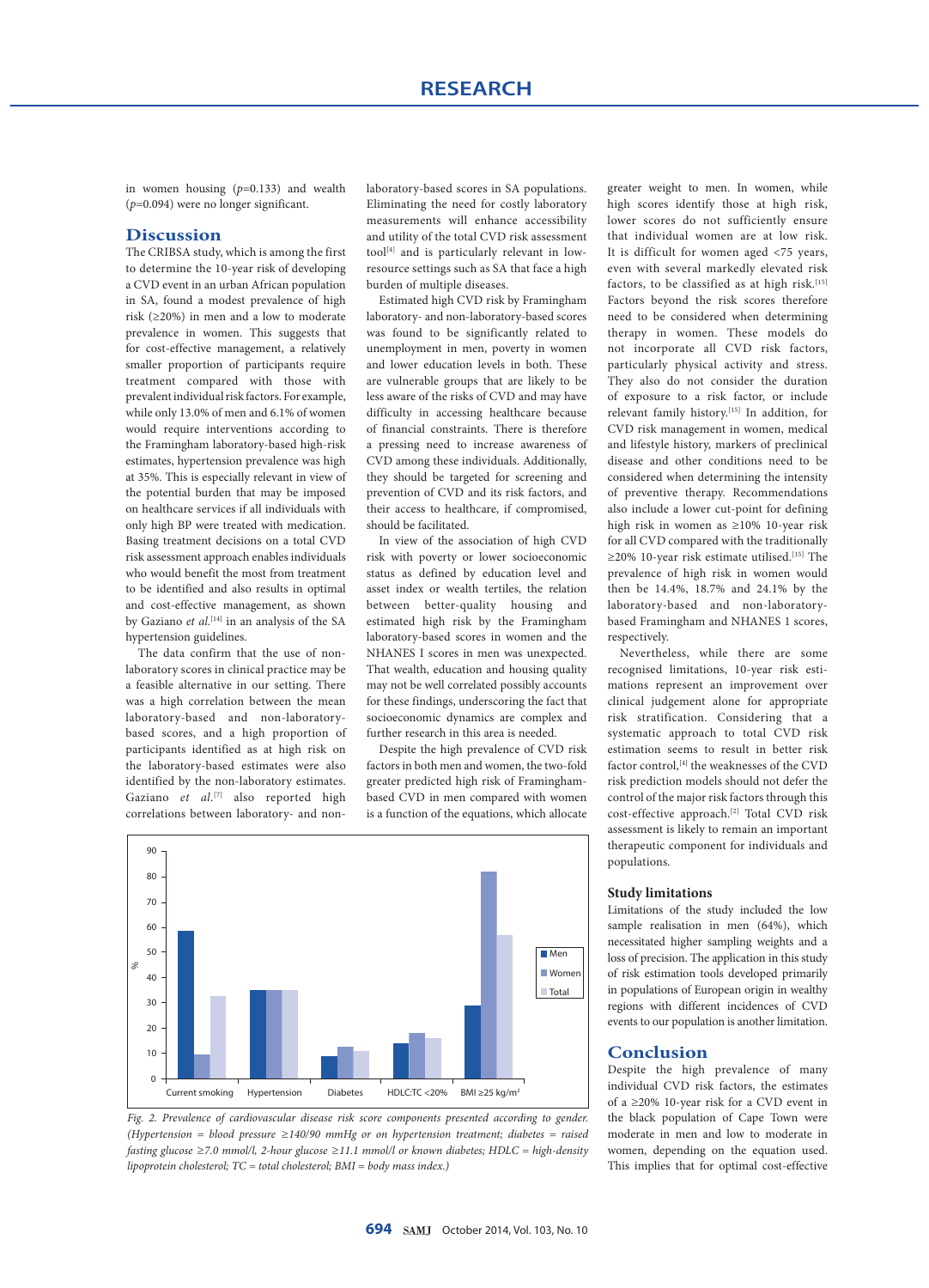in women housing ($p$=0.133) and wealth ($p$=0.094) were no longer significant.

## Discussion

The CRIBSA study, which is among the first to determine the 10-year risk of developing a CVD event in an urban African population in SA, found a modest prevalence of high risk (≥20%) in men and a low to moderate prevalence in women. This suggests that for cost-effective management, a relatively smaller proportion of participants require treatment compared with those with prevalent individual risk factors. For example, while only 13.0% of men and 6.1% of women would require interventions according to the Framingham laboratory-based high-risk estimates, hypertension prevalence was high at 35%. This is especially relevant in view of the potential burden that may be imposed on healthcare services if all individuals with only high BP were treated with medication. Basing treatment decisions on a total CVD risk assessment approach enables individuals who would benefit the most from treatment to be identified and also results in optimal and cost-effective management, as shown by Gaziano *et al.*[14] in an analysis of the SA hypertension guidelines.

The data confirm that the use of non-laboratory scores in clinical practice may be a feasible alternative in our setting. There was a high correlation between the mean laboratory-based and non-laboratory-based scores, and a high proportion of participants identified as at high risk on the laboratory-based estimates were also identified by the non-laboratory estimates. Gaziano *et al.*[7] also reported high correlations between laboratory- and non-laboratory-based scores in SA populations. Eliminating the need for costly laboratory measurements will enhance accessibility and utility of the total CVD risk assessment tool[4] and is particularly relevant in low-resource settings such as SA that face a high burden of multiple diseases.

Estimated high CVD risk by Framingham laboratory- and non-laboratory-based scores was found to be significantly related to unemployment in men, poverty in women and lower education levels in both. These are vulnerable groups that are likely to be less aware of the risks of CVD and may have difficulty in accessing healthcare because of financial constraints. There is therefore a pressing need to increase awareness of CVD among these individuals. Additionally, they should be targeted for screening and prevention of CVD and its risk factors, and their access to healthcare, if compromised, should be facilitated.

In view of the association of high CVD risk with poverty or lower socioeconomic status as defined by education level and asset index or wealth tertiles, the relation between better-quality housing and estimated high risk by the Framingham laboratory-based scores in women and the NHANES I scores in men was unexpected. That wealth, education and housing quality may not be well correlated possibly accounts for these findings, underscoring the fact that socioeconomic dynamics are complex and further research in this area is needed.

Despite the high prevalence of CVD risk factors in both men and women, the two-fold greater predicted high risk of Framingham-based CVD in men compared with women is a function of the equations, which allocate greater weight to men. In women, while high scores identify those at high risk, lower scores do not sufficiently ensure that individual women are at low risk. It is difficult for women aged <75 years, even with several markedly elevated risk factors, to be classified as at high risk.[15] Factors beyond the risk scores therefore need to be considered when determining therapy in women. These models do not incorporate all CVD risk factors, particularly physical activity and stress. They also do not consider the duration of exposure to a risk factor, or include relevant family history.[15] In addition, for CVD risk management in women, medical and lifestyle history, markers of preclinical disease and other conditions need to be considered when determining the intensity of preventive therapy. Recommendations also include a lower cut-point for defining high risk in women as ≥10% 10-year risk for all CVD compared with the traditionally ≥20% 10-year risk estimate utilised.[15] The prevalence of high risk in women would then be 14.4%, 18.7% and 24.1% by the laboratory-based and non-laboratory-based Framingham and NHANES 1 scores, respectively.

Nevertheless, while there are some recognised limitations, 10-year risk estimations represent an improvement over clinical judgement alone for appropriate risk stratification. Considering that a systematic approach to total CVD risk estimation seems to result in better risk factor control,[4] the weaknesses of the CVD risk prediction models should not defer the control of the major risk factors through this cost-effective approach.[2] Total CVD risk assessment is likely to remain an important therapeutic component for individuals and populations.

### Study limitations

Limitations of the study included the low sample realisation in men (64%), which necessitated higher sampling weights and a loss of precision. The application in this study of risk estimation tools developed primarily in populations of European origin in wealthy regions with different incidences of CVD events to our population is another limitation.

## Conclusion

Despite the high prevalence of many individual CVD risk factors, the estimates of a ≥20% 10-year risk for a CVD event in the black population of Cape Town were moderate in men and low to moderate in women, depending on the equation used. This implies that for optimal cost-effective

*Fig. 2. Prevalence of cardiovascular disease risk score components presented according to gender. (Hypertension = blood pressure ≥140/90 mmHg or on hypertension treatment; diabetes = raised fasting glucose ≥7.0 mmol/l, 2-hour glucose ≥11.1 mmol/l or known diabetes; HDLC = high-density lipoprotein cholesterol; TC = total cholesterol; BMI = body mass index.)*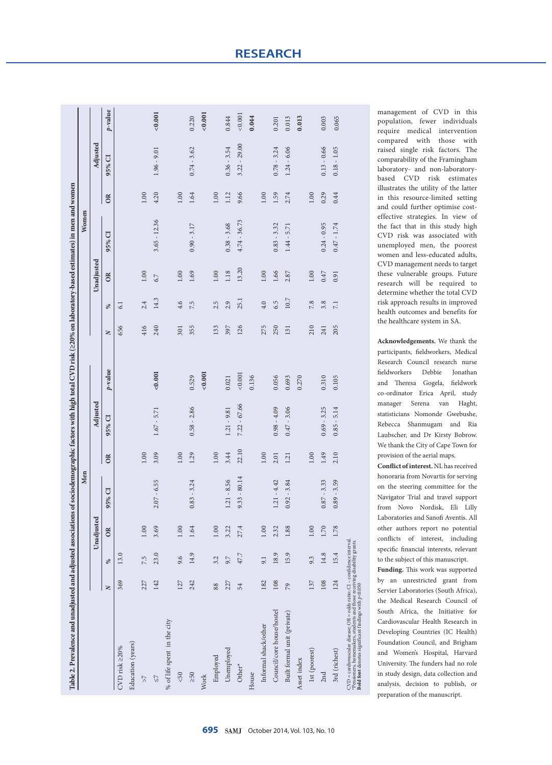**Table 2. Prevalence and unadjusted and adjusted associations of sociodemographic factors with high total CVD risk (≥20% on laboratory-based estimates) in men and women**

| | Men | | | | | | | | Women | | | | | | | |
|---|---|---|---|---|---|---|---|---|---|---|---|---|---|---|---|---|
| | | | Unadjusted | | Adjusted | | | | | | Unadjusted | | Adjusted | | | |
| | *N* | % | OR | 95% CI | OR | 95% CI | *p*-value | | *N* | % | OR | 95% CI | OR | 95% CI | *p*-value | |
| CVD risk ≥20% | 369 | 13.0 | | | | | | | 656 | 6.1 | | | | | | |
| Education (years) | | | | | | | | | | | | | | | | |
| >7 | 227 | 7.5 | 1.00 | | 1.00 | | | | 416 | 2.4 | 1.00 | | 1.00 | | | |
| ≤7 | 142 | 23.0 | 3.69 | 2.07 - 6.55 | 3.09 | 1.67 - 5.71 | **<0.001** | | 240 | 14.3 | 6.7 | 3.65 - 12.36 | 4.20 | 1.96 - 9.01 | **<0.001** | |
| % of life spent in the city | | | | | | | | | | | | | | | | |
| <50 | 127 | 9.6 | 1.00 | | 1.00 | | | | 301 | 4.6 | 1.00 | | 1.00 | | | |
| ≥50 | 242 | 14.9 | 1.64 | 0.83 - 3.24 | 1.29 | 0.58 - 2.86 | 0.529 | | 355 | 7.5 | 1.69 | 0.90 - 3.17 | 1.64 | 0.74 - 3.62 | 0.220 | |
| Work | | | | | | | **<0.001** | | | | | | | | **<0.001** | |
| Employed | 88 | 3.2 | 1.00 | | 1.00 | | | | 133 | 2.5 | 1.00 | | 1.00 | | | |
| Unemployed | 227 | 9.7 | 3.22 | 1.21 - 8.56 | 3.44 | 1.21 - 9.81 | 0.021 | | 397 | 2.9 | 1.18 | 0.38 - 3.68 | 1.12 | 0.36 - 3.54 | 0.844 | |
| Other* | 54 | 47.7 | 27.4 | 9.33 - 80.14 | 22.10 | 7.22 - 67.66 | <0.001 | | 126 | 25.1 | 13.20 | 4.74 - 36.73 | 9.66 | 3.22 - 29.00 | <0.001 | |
| House | | | | | | | 0.136 | | | | | | | | **0.044** | |
| Informal shack/other | 182 | 9.1 | 1.00 | | 1.00 | | | | 275 | 4.0 | 1.00 | | 1.00 | | | |
| Council/core house/hostel | 108 | 18.9 | 2.32 | 1.21 - 4.42 | 2.01 | 0.98 - 4.09 | 0.056 | | 250 | 6.5 | 1.66 | 0.83 - 3.32 | 1.59 | 0.78 - 3.24 | 0.201 | |
| Built formal unit (private) | 79 | 15.9 | 1.88 | 0.92 - 3.84 | 1.21 | 0.47 - 3.06 | 0.693 | | 131 | 10.7 | 2.87 | 1.44 - 5.71 | 2.74 | 1.24 - 6.06 | 0.013 | |
| Asset index | | | | | | | 0.270 | | | | | | | | **0.013** | |
| 1st (poorest) | 137 | 9.3 | 1.00 | | 1.00 | | | | 210 | 7.8 | 1.00 | | 1.00 | | | |
| 2nd | 108 | 14.8 | 1.70 | 0.87 - 3.33 | 1.49 | 0.69 - 3.25 | 0.310 | | 241 | 3.8 | 0.47 | 0.24 - 0.95 | 0.29 | 0.13 - 0.66 | 0.003 | |
| 3rd (richest) | 124 | 15.4 | 1.78 | 0.89 - 3.59 | 2.10 | 0.85 - 5.14 | 0.105 | | 205 | 7.1 | 0.91 | 0.47 - 1.74 | 0.44 | 0.18 - 1.05 | 0.065 | |

CVD = cardiovascular disease; OR = odds ratio; CI = confidence interval.
*Pensioners, homemakers, students and those receiving disability grants.
**Bold font** denotes significant findings with $p<0.050$

management of CVD in this population, fewer individuals require medical intervention compared with those with raised single risk factors. The comparability of the Framingham laboratory- and non-laboratory-based CVD risk estimates illustrates the utility of the latter in this resource-limited setting and could further optimise cost-effective strategies. In view of the fact that in this study high CVD risk was associated with unemployed men, the poorest women and less-educated adults, CVD management needs to target these vulnerable groups. Future research will be required to determine whether the total CVD risk approach results in improved health outcomes and benefits for the healthcare system in SA.

**Acknowledgements.** We thank the participants, fieldworkers, Medical Research Council research nurse fieldworkers Debbie Jonathan and Theresa Gogela, fieldwork co-ordinator Erica April, study manager Serena van Haght, statisticians Nomonde Gwebushe, Rebecca Shanmugam and Ria Laubscher, and Dr Kirsty Bobrow. We thank the City of Cape Town for provision of the aerial maps.

**Conflict of interest.** NL has received honoraria from Novartis for serving on the steering committee for the Navigator Trial and travel support from Novo Nordisk, Eli Lilly Laboratories and Sanofi Aventis. All other authors report no potential conflicts of interest, including specific financial interests, relevant to the subject of this manuscript.

**Funding.** This work was supported by an unrestricted grant from Servier Laboratories (South Africa), the Medical Research Council of South Africa, the Initiative for Cardiovascular Health Research in Developing Countries (IC Health) Foundation Council, and Brigham and Women's Hospital, Harvard University. The funders had no role in study design, data collection and analysis, decision to publish, or preparation of the manuscript.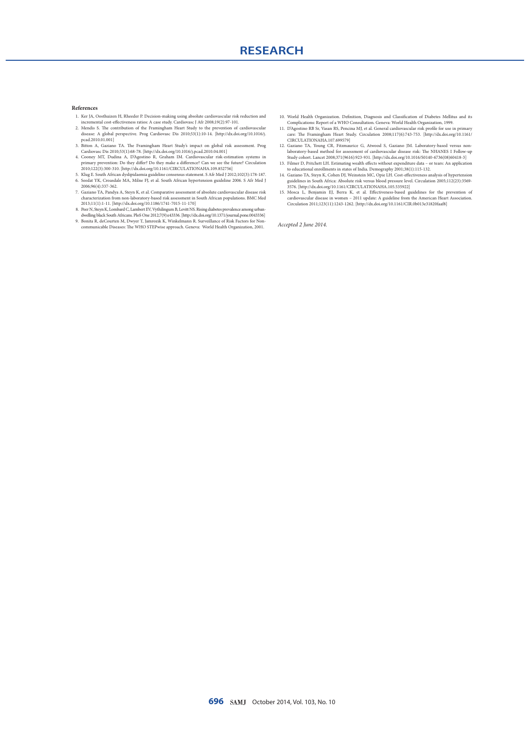**References**

1. Ker JA, Oosthuizen H, Rheeder P. Decision-making using absolute cardiovascular risk reduction and incremental cost-effectiveness ratios: A case study. Cardiovasc J Afr 2008;19(2):97-101.
2. Mendis S. The contribution of the Framingham Heart Study to the prevention of cardiovascular disease: A global perspective. Prog Cardiovasc Dis 2010;53(1):10-14. [http://dx.doi.org/10.1016/j.pcad.2010.01.001]
3. Bitton A, Gaziano TA. The Framingham Heart Study's impact on global risk assessment. Prog Cardiovasc Dis 2010;53(1):68-78. [http://dx.doi.org/10.1016/j.pcad.2010.04.001]
4. Cooney MT, Dudina A, D'Agostino R, Graham IM. Cardiovascular risk-estimation systems in primary prevention: Do they differ? Do they make a difference? Can we see the future? Circulation 2010;122(3):300-310. [http://dx.doi.org/10.1161/CIRCULATIONAHA.109.852756]
5. Klug E. South African dyslipidaemia guideline consensus statement. S Afr Med J 2012;102(3):178-187.
6. Seedat YK, Croasdale MA, Milne FJ, et al. South African hypertension guideline 2006. S Afr Med J 2006;96(4):337-362.
7. Gaziano TA, Pandya A, Steyn K, et al. Comparative assessment of absolute cardiovascular disease risk characterization from non-laboratory-based risk assessment in South African populations. BMC Med 2013;11(1):1-11. [http://dx.doi.org/10.1186/1741-7015-11-170]
8. Peer N, Steyn K, Lombard C, Lambert EV, Vythilingum B, Levitt NS. Rising diabetes prevalence among urban-dwelling black South Africans. PloS One 2012;7(9):e43336. [http://dx.doi.org/10.1371/journal.pone.0043336]
9. Bonita R, deCourten M, Dwyer T, Jamrozik K, Winkelmann R. Surveillance of Risk Factors for Non-communicable Diseases: The WHO STEPwise approach. Geneva: World Health Organization, 2001.
10. World Health Organization. Definition, Diagnosis and Classification of Diabetes Mellitus and its Complications: Report of a WHO Consultation. Geneva: World Health Organization, 1999.
11. D'Agostino RB Sr, Vasan RS, Pencina MJ, et al. General cardiovascular risk profile for use in primary care: The Framingham Heart Study. Circulation 2008;117(6):743-753. [http://dx.doi.org/10.1161/CIRCULATIONAHA.107.699579]
12. Gaziano TA, Young CR, Fitzmaurice G, Atwood S, Gaziano JM. Laboratory-based versus non-laboratory-based method for assessment of cardiovascular disease risk: The NHANES I Follow-up Study cohort. Lancet 2008;371(9616):923-931. [http://dx.doi.org/10.1016/S0140-6736(08)60418-3]
13. Filmer D, Pritchett LH. Estimating wealth effects without expenditure data – or tears: An application to educational enrollments in states of India. Demography 2001;38(1):115-132.
14. Gaziano TA, Steyn K, Cohen DJ, Weinstein MC, Opie LH. Cost-effectiveness analysis of hypertension guidelines in South Africa: Absolute risk versus blood pressure level. Circulation 2005;112(23):3569-3576. [http://dx.doi.org/10.1161/CIRCULATIONAHA.105.535922]
15. Mosca L, Benjamin EJ, Berra K, et al. Effectiveness-based guidelines for the prevention of cardiovascular disease in women – 2011 update: A guideline from the American Heart Association. Circulation 2011;123(11):1243-1262. [http://dx.doi.org/10.1161/CIR.0b013e31820faaf8]

*Accepted 2 June 2014.*